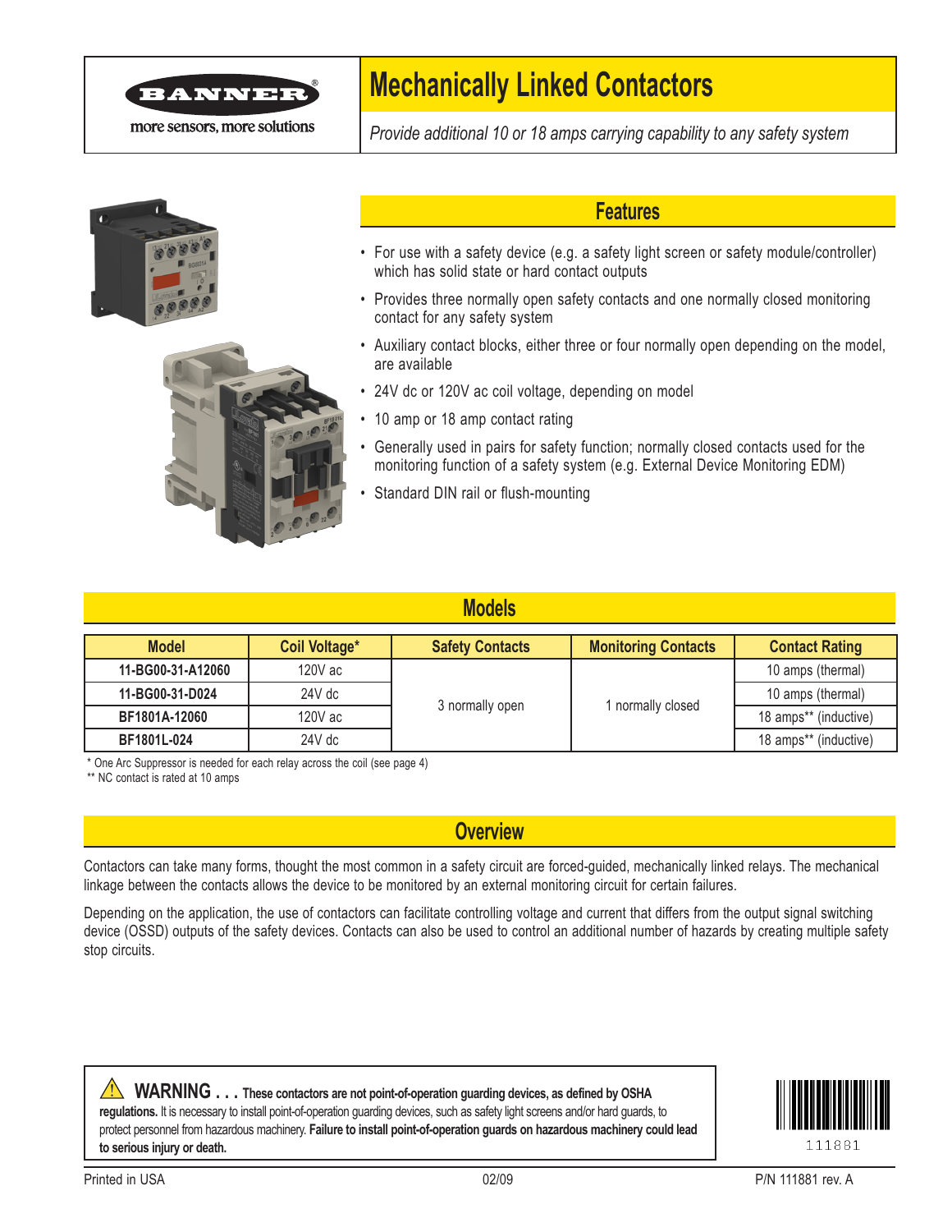BANNER

more sensors, more solutions

# Mechanically Linked Contactors

*Provide additional 10 or 18 amps carrying capability to any safety system*

## Features

- For use with a safety device (e.g. a safety light screen or safety module/controller) which has solid state or hard contact outputs
- Provides three normally open safety contacts and one normally closed monitoring contact for any safety system
- Auxiliary contact blocks, either three or four normally open depending on the model, are available
- 24V dc or 120V ac coil voltage, depending on model
- 10 amp or 18 amp contact rating
- Generally used in pairs for safety function; normally closed contacts used for the monitoring function of a safety system (e.g. External Device Monitoring EDM)
- Standard DIN rail or flush-mounting

## Models

| Model | Coil Voltage* | Safety Contacts | Monitoring Contacts | Contact Rating |
|---|---|---|---|---|
| **11-BG00-31-A12060** | 120V ac | 3 normally open | 1 normally closed | 10 amps (thermal) |
| **11-BG00-31-D024** | 24V dc | 3 normally open | 1 normally closed | 10 amps (thermal) |
| **BF1801A-12060** | 120V ac | 3 normally open | 1 normally closed | 18 amps** (inductive) |
| **BF1801L-024** | 24V dc | 3 normally open | 1 normally closed | 18 amps** (inductive) |

\* One Arc Suppressor is needed for each relay across the coil (see page 4)

\*\* NC contact is rated at 10 amps

## Overview

Contactors can take many forms, thought the most common in a safety circuit are forced-guided, mechanically linked relays. The mechanical linkage between the contacts allows the device to be monitored by an external monitoring circuit for certain failures.

Depending on the application, the use of contactors can facilitate controlling voltage and current that differs from the output signal switching device (OSSD) outputs of the safety devices. Contacts can also be used to control an additional number of hazards by creating multiple safety stop circuits.

⚠ **WARNING . . . These contactors are not point-of-operation guarding devices, as defined by OSHA regulations.** It is necessary to install point-of-operation guarding devices, such as safety light screens and/or hard guards, to protect personnel from hazardous machinery. **Failure to install point-of-operation guards on hazardous machinery could lead to serious injury or death.**

111881

Printed in USA 02/09 P/N 111881 rev. A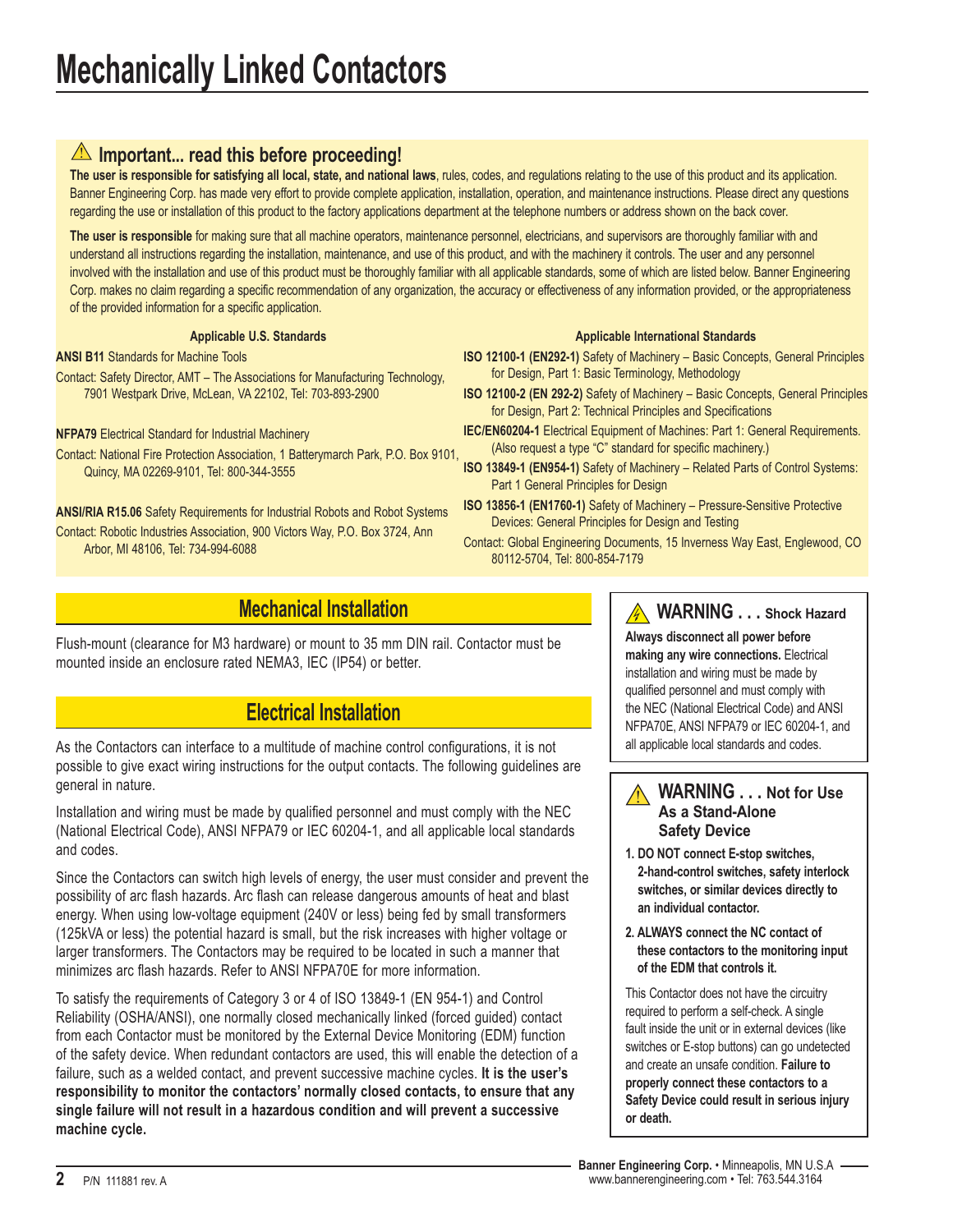# Mechanically Linked Contactors

## ⚠ Important... read this before proceeding!

**The user is responsible for satisfying all local, state, and national laws**, rules, codes, and regulations relating to the use of this product and its application. Banner Engineering Corp. has made very effort to provide complete application, installation, operation, and maintenance instructions. Please direct any questions regarding the use or installation of this product to the factory applications department at the telephone numbers or address shown on the back cover.

**The user is responsible** for making sure that all machine operators, maintenance personnel, electricians, and supervisors are thoroughly familiar with and understand all instructions regarding the installation, maintenance, and use of this product, and with the machinery it controls. The user and any personnel involved with the installation and use of this product must be thoroughly familiar with all applicable standards, some of which are listed below. Banner Engineering Corp. makes no claim regarding a specific recommendation of any organization, the accuracy or effectiveness of any information provided, or the appropriateness of the provided information for a specific application.

**Applicable U.S. Standards**

**ANSI B11** Standards for Machine Tools

Contact: Safety Director, AMT – The Associations for Manufacturing Technology, 7901 Westpark Drive, McLean, VA 22102, Tel: 703-893-2900

**NFPA79** Electrical Standard for Industrial Machinery

Contact: National Fire Protection Association, 1 Batterymarch Park, P.O. Box 9101, Quincy, MA 02269-9101, Tel: 800-344-3555

**ANSI/RIA R15.06** Safety Requirements for Industrial Robots and Robot Systems

Contact: Robotic Industries Association, 900 Victors Way, P.O. Box 3724, Ann Arbor, MI 48106, Tel: 734-994-6088

**Applicable International Standards**

**ISO 12100-1 (EN292-1)** Safety of Machinery – Basic Concepts, General Principles for Design, Part 1: Basic Terminology, Methodology

**ISO 12100-2 (EN 292-2)** Safety of Machinery – Basic Concepts, General Principles for Design, Part 2: Technical Principles and Specifications

**IEC/EN60204-1** Electrical Equipment of Machines: Part 1: General Requirements. (Also request a type "C" standard for specific machinery.)

**ISO 13849-1 (EN954-1)** Safety of Machinery – Related Parts of Control Systems: Part 1 General Principles for Design

**ISO 13856-1 (EN1760-1)** Safety of Machinery – Pressure-Sensitive Protective Devices: General Principles for Design and Testing

Contact: Global Engineering Documents, 15 Inverness Way East, Englewood, CO 80112-5704, Tel: 800-854-7179

## Mechanical Installation

Flush-mount (clearance for M3 hardware) or mount to 35 mm DIN rail. Contactor must be mounted inside an enclosure rated NEMA3, IEC (IP54) or better.

## Electrical Installation

As the Contactors can interface to a multitude of machine control configurations, it is not possible to give exact wiring instructions for the output contacts. The following guidelines are general in nature.

Installation and wiring must be made by qualified personnel and must comply with the NEC (National Electrical Code), ANSI NFPA79 or IEC 60204-1, and all applicable local standards and codes.

Since the Contactors can switch high levels of energy, the user must consider and prevent the possibility of arc flash hazards. Arc flash can release dangerous amounts of heat and blast energy. When using low-voltage equipment (240V or less) being fed by small transformers (125kVA or less) the potential hazard is small, but the risk increases with higher voltage or larger transformers. The Contactors may be required to be located in such a manner that minimizes arc flash hazards. Refer to ANSI NFPA70E for more information.

To satisfy the requirements of Category 3 or 4 of ISO 13849-1 (EN 954-1) and Control Reliability (OSHA/ANSI), one normally closed mechanically linked (forced guided) contact from each Contactor must be monitored by the External Device Monitoring (EDM) function of the safety device. When redundant contactors are used, this will enable the detection of a failure, such as a welded contact, and prevent successive machine cycles. **It is the user's responsibility to monitor the contactors' normally closed contacts, to ensure that any single failure will not result in a hazardous condition and will prevent a successive machine cycle.**

### ⚠ WARNING . . . Shock Hazard

**Always disconnect all power before making any wire connections.** Electrical installation and wiring must be made by qualified personnel and must comply with the NEC (National Electrical Code) and ANSI NFPA70E, ANSI NFPA79 or IEC 60204-1, and all applicable local standards and codes.

### ⚠ WARNING . . . Not for Use As a Stand-Alone Safety Device

1. **DO NOT connect E-stop switches, 2-hand-control switches, safety interlock switches, or similar devices directly to an individual contactor.**
2. **ALWAYS connect the NC contact of these contactors to the monitoring input of the EDM that controls it.**

This Contactor does not have the circuitry required to perform a self-check. A single fault inside the unit or in external devices (like switches or E-stop buttons) can go undetected and create an unsafe condition. **Failure to properly connect these contactors to a Safety Device could result in serious injury or death.**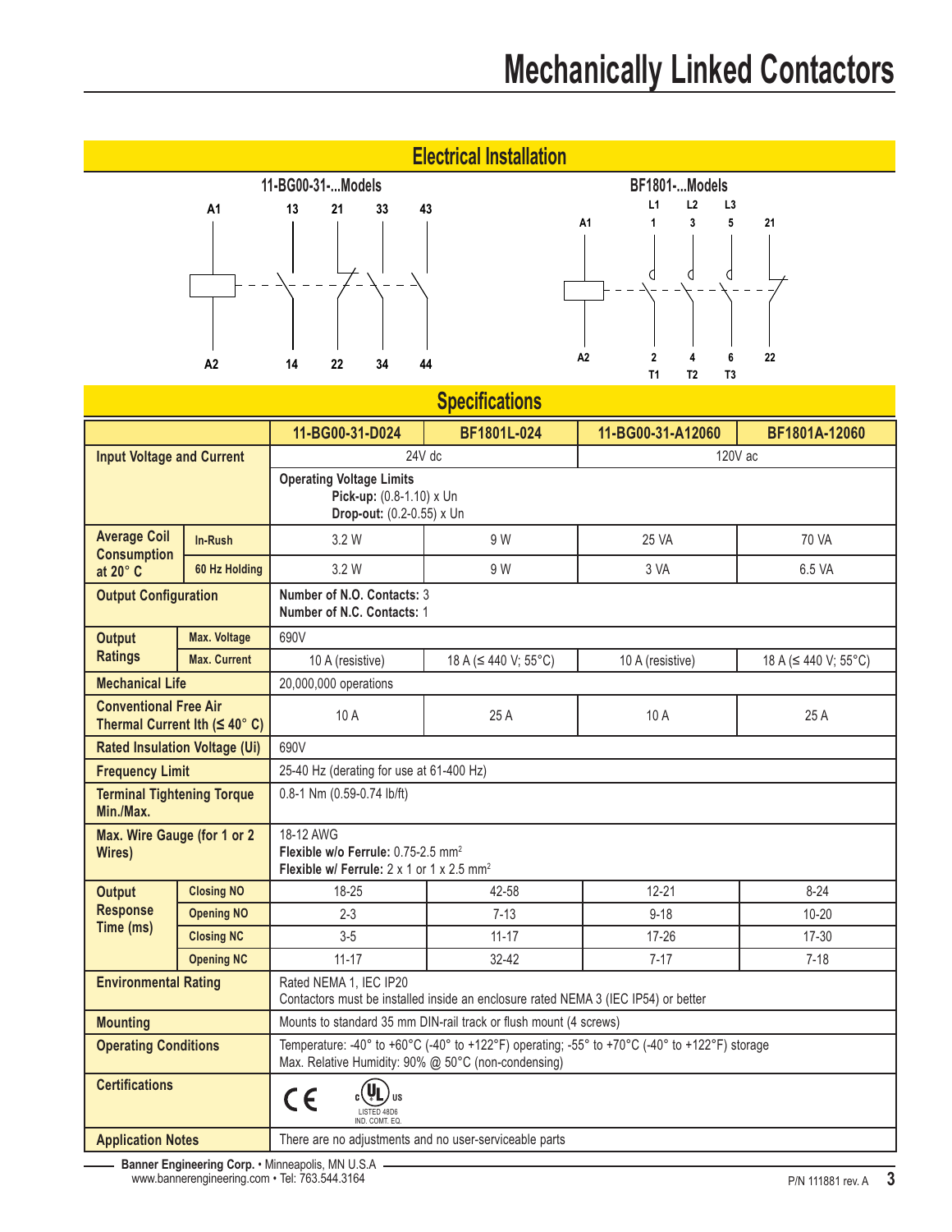# Mechanically Linked Contactors

## Electrical Installation

**11-BG00-31-...Models**

A1, 13, 21, 33, 43
A2, 14, 22, 34, 44

**BF1801-...Models**

L1, L2, L3
A1, 1, 3, 5, 21
A2, 2, 4, 6, 22
T1, T2, T3

## Specifications

| | | 11-BG00-31-D024 | BF1801L-024 | 11-BG00-31-A12060 | BF1801A-12060 |
|---|---|---|---|---|---|
| **Input Voltage and Current** | | 24V dc | | 120V ac | |
| | | **Operating Voltage Limits** **Pick-up:** (0.8-1.10) x Un **Drop-out:** (0.2-0.55) x Un | | | |
| **Average Coil Consumption at 20° C** | **In-Rush** | 3.2 W | 9 W | 25 VA | 70 VA |
| | **60 Hz Holding** | 3.2 W | 9 W | 3 VA | 6.5 VA |
| **Output Configuration** | | **Number of N.O. Contacts:** 3 **Number of N.C. Contacts:** 1 | | | |
| **Output Ratings** | **Max. Voltage** | 690V | | | |
| | **Max. Current** | 10 A (resistive) | 18 A (≤ 440 V; 55°C) | 10 A (resistive) | 18 A (≤ 440 V; 55°C) |
| **Mechanical Life** | | 20,000,000 operations | | | |
| **Conventional Free Air Thermal Current Ith (≤ 40° C)** | | 10 A | 25 A | 10 A | 25 A |
| **Rated Insulation Voltage (Ui)** | | 690V | | | |
| **Frequency Limit** | | 25-40 Hz (derating for use at 61-400 Hz) | | | |
| **Terminal Tightening Torque Min./Max.** | | 0.8-1 Nm (0.59-0.74 lb/ft) | | | |
| **Max. Wire Gauge (for 1 or 2 Wires)** | | 18-12 AWG **Flexible w/o Ferrule:** 0.75-2.5 mm² **Flexible w/ Ferrule:** 2 x 1 or 1 x 2.5 mm² | | | |
| **Output Response Time (ms)** | **Closing NO** | 18-25 | 42-58 | 12-21 | 8-24 |
| | **Opening NO** | 2-3 | 7-13 | 9-18 | 10-20 |
| | **Closing NC** | 3-5 | 11-17 | 17-26 | 17-30 |
| | **Opening NC** | 11-17 | 32-42 | 7-17 | 7-18 |
| **Environmental Rating** | | Rated NEMA 1, IEC IP20 Contactors must be installed inside an enclosure rated NEMA 3 (IEC IP54) or better | | | |
| **Mounting** | | Mounts to standard 35 mm DIN-rail track or flush mount (4 screws) | | | |
| **Operating Conditions** | | Temperature: -40° to +60°C (-40° to +122°F) operating; -55° to +70°C (-40° to +122°F) storage Max. Relative Humidity: 90% @ 50°C (non-condensing) | | | |
| **Certifications** | | CE, c UL us LISTED 48D6 IND. CONT. EQ. | | | |
| **Application Notes** | | There are no adjustments and no user-serviceable parts | | | |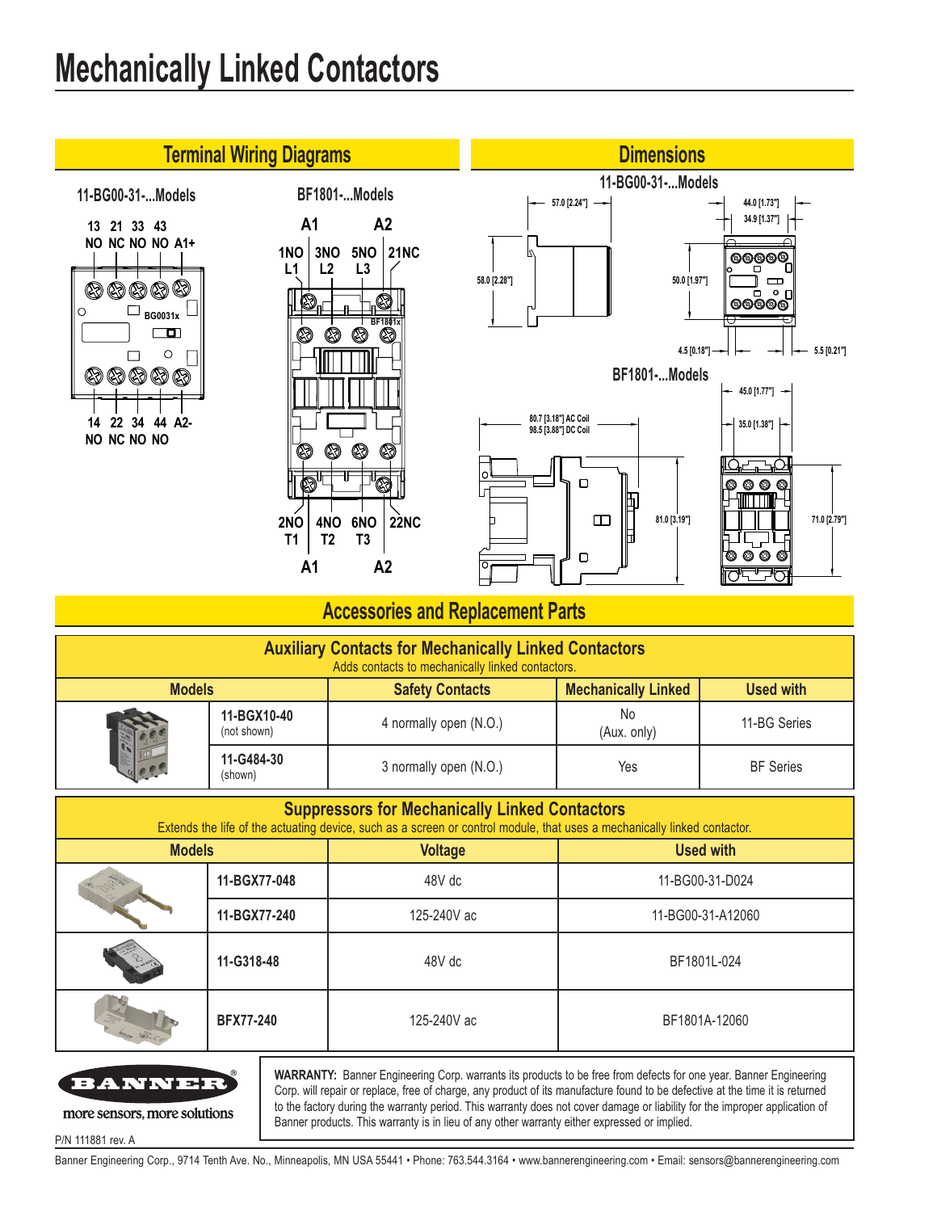# Mechanically Linked Contactors

## Terminal Wiring Diagrams

**11-BG00-31-...Models**

13 21 33 43
NO NC NO NO A1+

BG0031x

14 22 34 44 A2-
NO NC NO NO

**BF1801-...Models**

A1 A2

1NO 3NO 5NO 21NC
L1 L2 L3

BF1801x

2NO 4NO 6NO 22NC
T1 T2 T3

A1 A2

## Dimensions

**11-BG00-31-...Models**

57.0 [2.24"]
58.0 [2.28"]
44.0 [1.73"]
34.9 [1.37"]
50.0 [1.97"]
4.5 [0.18"]
5.5 [0.21"]

**BF1801-...Models**

45.0 [1.77"]
35.0 [1.38"]
80.7 [3.18"] AC Coil
98.5 [3.88"] DC Coil
81.0 [3.19"]
71.0 [2.79"]

## Accessories and Replacement Parts

### Auxiliary Contacts for Mechanically Linked Contactors

Adds contacts to mechanically linked contactors.

| Models | | Safety Contacts | Mechanically Linked | Used with |
|---|---|---|---|---|
| | **11-BGX10-40** (not shown) | 4 normally open (N.O.) | No (Aux. only) | 11-BG Series |
| | **11-G484-30** (shown) | 3 normally open (N.O.) | Yes | BF Series |

### Suppressors for Mechanically Linked Contactors

Extends the life of the actuating device, such as a screen or control module, that uses a mechanically linked contactor.

| Models | | Voltage | Used with |
|---|---|---|---|
| | **11-BGX77-048** | 48V dc | 11-BG00-31-D024 |
| | **11-BGX77-240** | 125-240V ac | 11-BG00-31-A12060 |
| | **11-G318-48** | 48V dc | BF1801L-024 |
| | **BFX77-240** | 125-240V ac | BF1801A-12060 |

BANNER
more sensors, more solutions

**WARRANTY:** Banner Engineering Corp. warrants its products to be free from defects for one year. Banner Engineering Corp. will repair or replace, free of charge, any product of its manufacture found to be defective at the time it is returned to the factory during the warranty period. This warranty does not cover damage or liability for the improper application of Banner products. This warranty is in lieu of any other warranty either expressed or implied.

P/N 111881 rev. A

Banner Engineering Corp., 9714 Tenth Ave. No., Minneapolis, MN USA 55441 • Phone: 763.544.3164 • www.bannerengineering.com • Email: sensors@bannerengineering.com